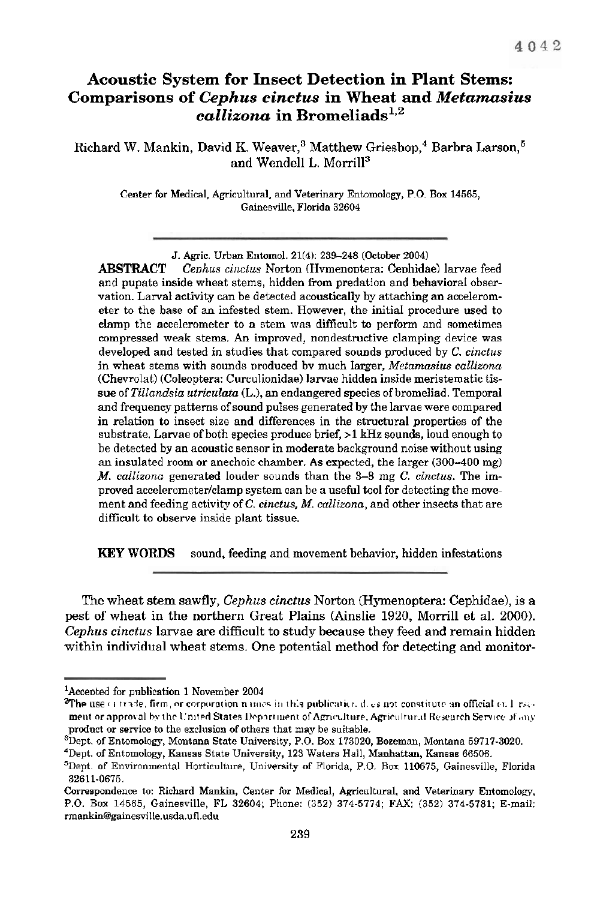# Acoustic System for Insect Detection in Plant Stems: Comparisons of *Cephus cinctus* in Wheat and *Metamasius callizona* in Bromeliads[1,2]

Richard W. Mankin, David K. Weaver,[3] Matthew Grieshop,[4] Barbra Larson,[5] and Wendell L. Morrill[3]

Center for Medical, Agricultural, and Veterinary Entomology, P.O. Box 14565, Gainesville, Florida 32604

J. Agric. Urban Entomol. 21(4): 239–248 (October 2004)

**ABSTRACT** *Cephus cinctus* Norton (Hymenoptera: Cephidae) larvae feed and pupate inside wheat stems, hidden from predation and behavioral observation. Larval activity can be detected acoustically by attaching an accelerometer to the base of an infested stem. However, the initial procedure used to clamp the accelerometer to a stem was difficult to perform and sometimes compressed weak stems. An improved, nondestructive clamping device was developed and tested in studies that compared sounds produced by *C. cinctus* in wheat stems with sounds produced by much larger, *Metamasius callizona* (Chevrolat) (Coleoptera: Curculionidae) larvae hidden inside meristematic tissue of *Tillandsia utriculata* (L.), an endangered species of bromeliad. Temporal and frequency patterns of sound pulses generated by the larvae were compared in relation to insect size and differences in the structural properties of the substrate. Larvae of both species produce brief, >1 kHz sounds, loud enough to be detected by an acoustic sensor in moderate background noise without using an insulated room or anechoic chamber. As expected, the larger (300–400 mg) *M. callizona* generated louder sounds than the 3–8 mg *C. cinctus*. The improved accelerometer/clamp system can be a useful tool for detecting the movement and feeding activity of *C. cinctus*, *M. callizona*, and other insects that are difficult to observe inside plant tissue.

**KEY WORDS** sound, feeding and movement behavior, hidden infestations

The wheat stem sawfly, *Cephus cinctus* Norton (Hymenoptera: Cephidae), is a pest of wheat in the northern Great Plains (Ainslie 1920, Morrill et al. 2000). *Cephus cinctus* larvae are difficult to study because they feed and remain hidden within individual wheat stems. One potential method for detecting and monitor-

---

[1]Accepted for publication 1 November 2004

[2]The use of trade, firm, or corporation names in this publication does not constitute an official endorsement or approval by the United States Department of Agriculture, Agricultural Research Service of any product or service to the exclusion of others that may be suitable.

[3]Dept. of Entomology, Montana State University, P.O. Box 173020, Bozeman, Montana 59717-3020.

[4]Dept. of Entomology, Kansas State University, 123 Waters Hall, Manhattan, Kansas 66506.

[5]Dept. of Environmental Horticulture, University of Florida, P.O. Box 110675, Gainesville, Florida 32611-0675.

Correspondence to: Richard Mankin, Center for Medical, Agricultural, and Veterinary Entomology, P.O. Box 14565, Gainesville, FL 32604; Phone: (352) 374-5774; FAX: (352) 374-5781; E-mail: rmankin@gainesville.usda.ufl.edu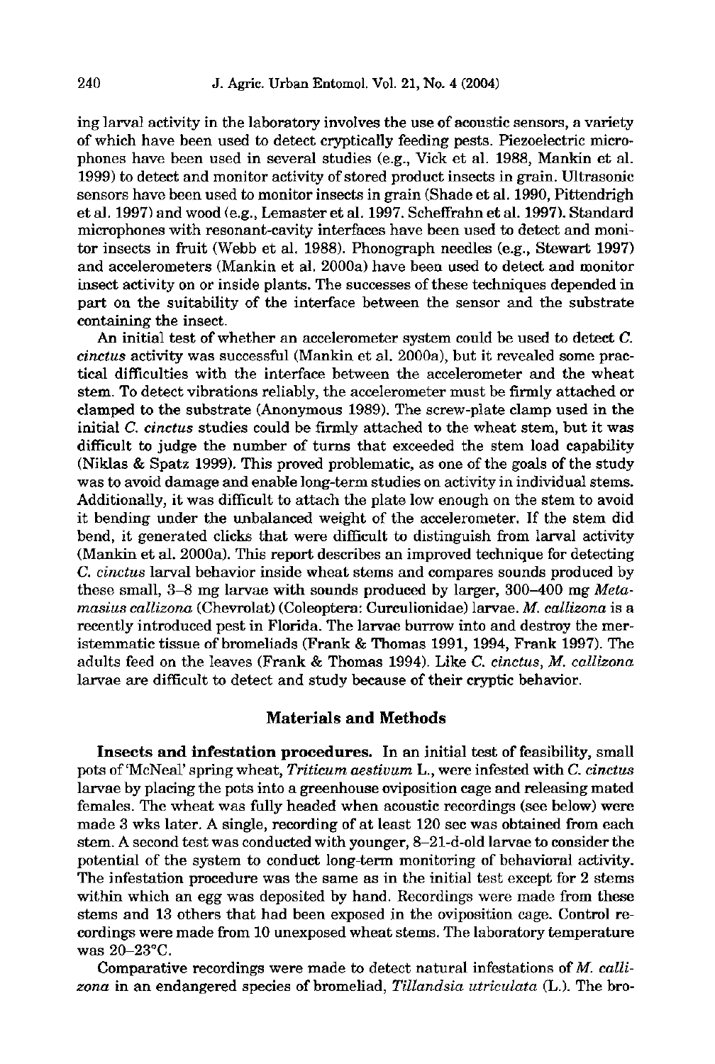ing larval activity in the laboratory involves the use of acoustic sensors, a variety of which have been used to detect cryptically feeding pests. Piezoelectric microphones have been used in several studies (e.g., Vick et al. 1988, Mankin et al. 1999) to detect and monitor activity of stored product insects in grain. Ultrasonic sensors have been used to monitor insects in grain (Shade et al. 1990, Pittendrigh et al. 1997) and wood (e.g., Lemaster et al. 1997. Scheffrahn et al. 1997). Standard microphones with resonant-cavity interfaces have been used to detect and monitor insects in fruit (Webb et al. 1988). Phonograph needles (e.g., Stewart 1997) and accelerometers (Mankin et al. 2000a) have been used to detect and monitor insect activity on or inside plants. The successes of these techniques depended in part on the suitability of the interface between the sensor and the substrate containing the insect.

An initial test of whether an accelerometer system could be used to detect *C. cinctus* activity was successful (Mankin et al. 2000a), but it revealed some practical difficulties with the interface between the accelerometer and the wheat stem. To detect vibrations reliably, the accelerometer must be firmly attached or clamped to the substrate (Anonymous 1989). The screw-plate clamp used in the initial *C. cinctus* studies could be firmly attached to the wheat stem, but it was difficult to judge the number of turns that exceeded the stem load capability (Niklas & Spatz 1999). This proved problematic, as one of the goals of the study was to avoid damage and enable long-term studies on activity in individual stems. Additionally, it was difficult to attach the plate low enough on the stem to avoid it bending under the unbalanced weight of the accelerometer. If the stem did bend, it generated clicks that were difficult to distinguish from larval activity (Mankin et al. 2000a). This report describes an improved technique for detecting *C. cinctus* larval behavior inside wheat stems and compares sounds produced by these small, 3–8 mg larvae with sounds produced by larger, 300–400 mg *Metamasius callizona* (Chevrolat) (Coleoptera: Curculionidae) larvae. *M. callizona* is a recently introduced pest in Florida. The larvae burrow into and destroy the meristemmatic tissue of bromeliads (Frank & Thomas 1991, 1994, Frank 1997). The adults feed on the leaves (Frank & Thomas 1994). Like *C. cinctus*, *M. callizona* larvae are difficult to detect and study because of their cryptic behavior.

## Materials and Methods

**Insects and infestation procedures.** In an initial test of feasibility, small pots of 'McNeal' spring wheat, *Triticum aestivum* L., were infested with *C. cinctus* larvae by placing the pots into a greenhouse oviposition cage and releasing mated females. The wheat was fully headed when acoustic recordings (see below) were made 3 wks later. A single, recording of at least 120 sec was obtained from each stem. A second test was conducted with younger, 8–21-d-old larvae to consider the potential of the system to conduct long-term monitoring of behavioral activity. The infestation procedure was the same as in the initial test except for 2 stems within which an egg was deposited by hand. Recordings were made from these stems and 13 others that had been exposed in the oviposition cage. Control recordings were made from 10 unexposed wheat stems. The laboratory temperature was 20–23°C.

Comparative recordings were made to detect natural infestations of *M. callizona* in an endangered species of bromeliad, *Tillandsia utriculata* (L.). The bro-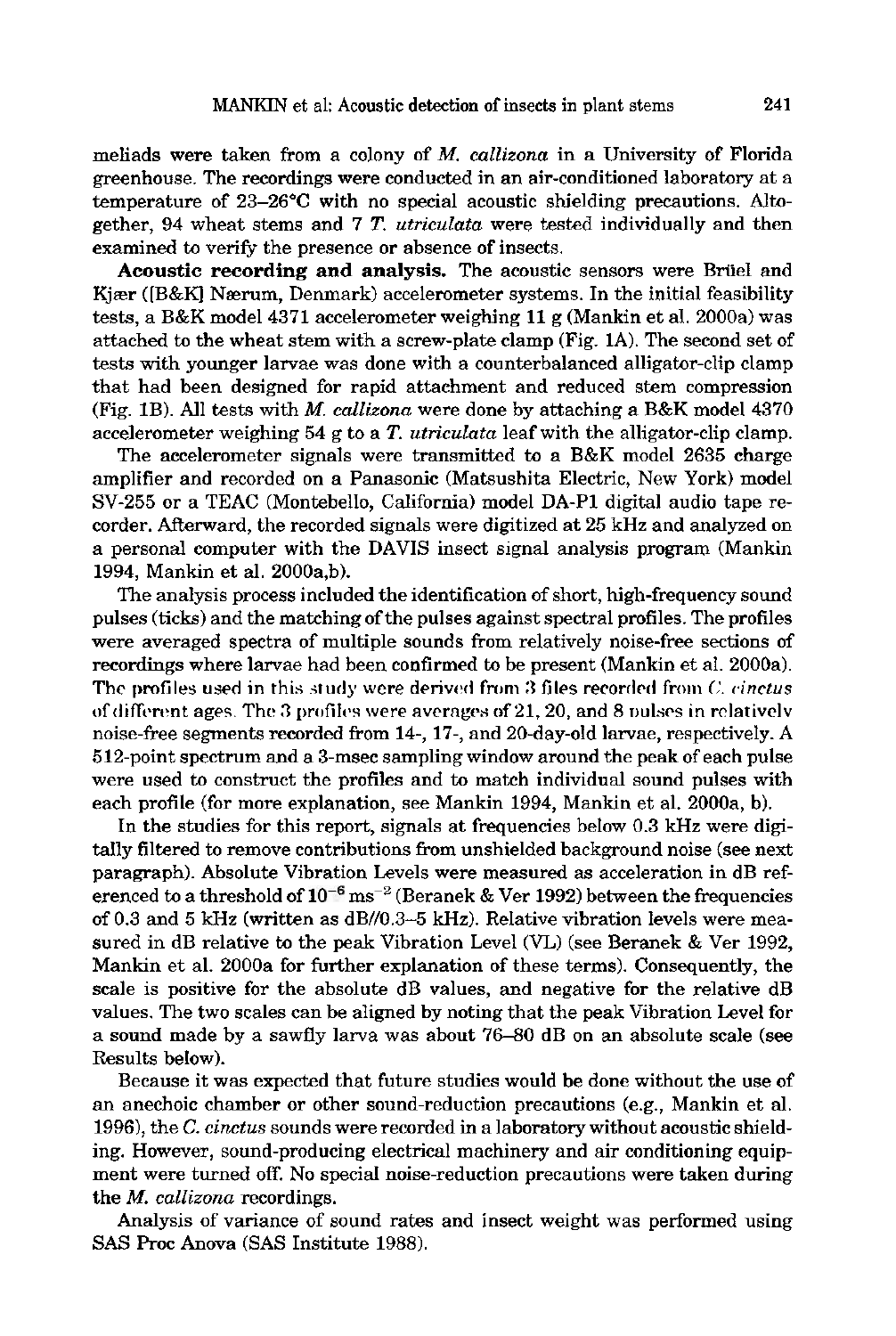meliads were taken from a colony of *M. callizona* in a University of Florida greenhouse. The recordings were conducted in an air-conditioned laboratory at a temperature of 23–26°C with no special acoustic shielding precautions. Altogether, 94 wheat stems and 7 *T. utriculata* were tested individually and then examined to verify the presence or absence of insects.

**Acoustic recording and analysis.** The acoustic sensors were Brüel and Kjær ([B&K] Nærum, Denmark) accelerometer systems. In the initial feasibility tests, a B&K model 4371 accelerometer weighing 11 g (Mankin et al. 2000a) was attached to the wheat stem with a screw-plate clamp (Fig. 1A). The second set of tests with younger larvae was done with a counterbalanced alligator-clip clamp that had been designed for rapid attachment and reduced stem compression (Fig. 1B). All tests with *M. callizona* were done by attaching a B&K model 4370 accelerometer weighing 54 g to a *T. utriculata* leaf with the alligator-clip clamp.

The accelerometer signals were transmitted to a B&K model 2635 charge amplifier and recorded on a Panasonic (Matsushita Electric, New York) model SV-255 or a TEAC (Montebello, California) model DA-P1 digital audio tape recorder. Afterward, the recorded signals were digitized at 25 kHz and analyzed on a personal computer with the DAVIS insect signal analysis program (Mankin 1994, Mankin et al. 2000a,b).

The analysis process included the identification of short, high-frequency sound pulses (ticks) and the matching of the pulses against spectral profiles. The profiles were averaged spectra of multiple sounds from relatively noise-free sections of recordings where larvae had been confirmed to be present (Mankin et al. 2000a). The profiles used in this study were derived from 3 files recorded from *C. cinctus* of different ages. The 3 profiles were averages of 21, 20, and 8 pulses in relatively noise-free segments recorded from 14-, 17-, and 20-day-old larvae, respectively. A 512-point spectrum and a 3-msec sampling window around the peak of each pulse were used to construct the profiles and to match individual sound pulses with each profile (for more explanation, see Mankin 1994, Mankin et al. 2000a, b).

In the studies for this report, signals at frequencies below 0.3 kHz were digitally filtered to remove contributions from unshielded background noise (see next paragraph). Absolute Vibration Levels were measured as acceleration in dB referenced to a threshold of $10^{-6}$ $ms^{-2}$ (Beranek & Ver 1992) between the frequencies of 0.3 and 5 kHz (written as dB//0.3–5 kHz). Relative vibration levels were measured in dB relative to the peak Vibration Level (VL) (see Beranek & Ver 1992, Mankin et al. 2000a for further explanation of these terms). Consequently, the scale is positive for the absolute dB values, and negative for the relative dB values. The two scales can be aligned by noting that the peak Vibration Level for a sound made by a sawfly larva was about 76–80 dB on an absolute scale (see Results below).

Because it was expected that future studies would be done without the use of an anechoic chamber or other sound-reduction precautions (e.g., Mankin et al. 1996), the *C. cinctus* sounds were recorded in a laboratory without acoustic shielding. However, sound-producing electrical machinery and air conditioning equipment were turned off. No special noise-reduction precautions were taken during the *M. callizona* recordings.

Analysis of variance of sound rates and insect weight was performed using SAS Proc Anova (SAS Institute 1988).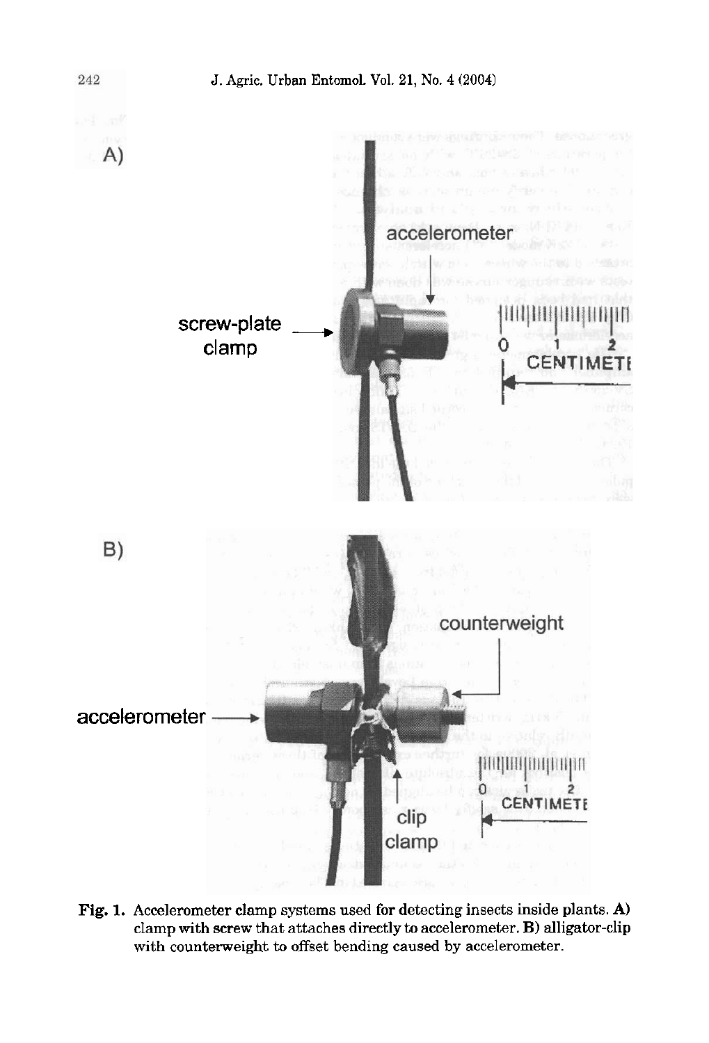**Fig. 1.** Accelerometer clamp systems used for detecting insects inside plants. **A)** clamp with screw that attaches directly to accelerometer. **B)** alligator-clip with counterweight to offset bending caused by accelerometer.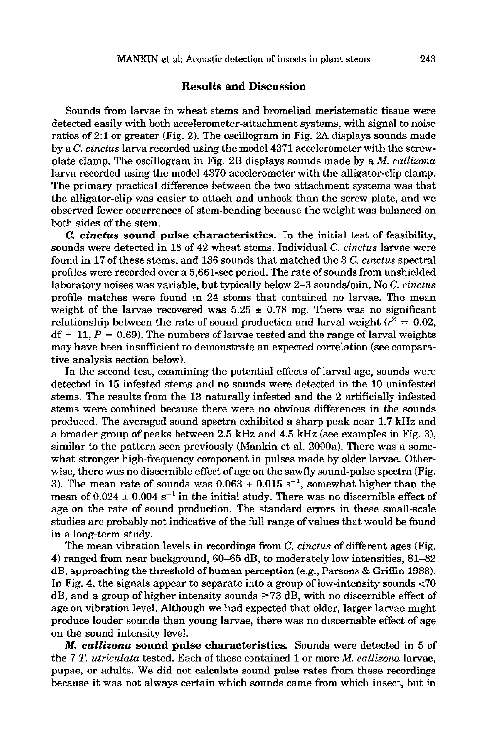## Results and Discussion

Sounds from larvae in wheat stems and bromeliad meristematic tissue were detected easily with both accelerometer-attachment systems, with signal to noise ratios of 2:1 or greater (Fig. 2). The oscillogram in Fig. 2A displays sounds made by a *C. cinctus* larva recorded using the model 4371 accelerometer with the screw-plate clamp. The oscillogram in Fig. 2B displays sounds made by a *M. callizona* larva recorded using the model 4370 accelerometer with the alligator-clip clamp. The primary practical difference between the two attachment systems was that the alligator-clip was easier to attach and unhook than the screw-plate, and we observed fewer occurrences of stem-bending because the weight was balanced on both sides of the stem.

***C. cinctus* sound pulse characteristics.** In the initial test of feasibility, sounds were detected in 18 of 42 wheat stems. Individual *C. cinctus* larvae were found in 17 of these stems, and 136 sounds that matched the 3 *C. cinctus* spectral profiles were recorded over a 5,661-sec period. The rate of sounds from unshielded laboratory noises was variable, but typically below 2–3 sounds/min. No *C. cinctus* profile matches were found in 24 stems that contained no larvae. The mean weight of the larvae recovered was 5.25 ± 0.78 mg. There was no significant relationship between the rate of sound production and larval weight ($r^2 = 0.02$, df = 11, $P = 0.69$). The numbers of larvae tested and the range of larval weights may have been insufficient to demonstrate an expected correlation (see comparative analysis section below).

In the second test, examining the potential effects of larval age, sounds were detected in 15 infested stems and no sounds were detected in the 10 uninfested stems. The results from the 13 naturally infested and the 2 artificially infested stems were combined because there were no obvious differences in the sounds produced. The averaged sound spectra exhibited a sharp peak near 1.7 kHz and a broader group of peaks between 2.5 kHz and 4.5 kHz (see examples in Fig. 3), similar to the pattern seen previously (Mankin et al. 2000a). There was a somewhat stronger high-frequency component in pulses made by older larvae. Otherwise, there was no discernible effect of age on the sawfly sound-pulse spectra (Fig. 3). The mean rate of sounds was $0.063 \pm 0.015\ s^{-1}$, somewhat higher than the mean of $0.024 \pm 0.004\ s^{-1}$ in the initial study. There was no discernible effect of age on the rate of sound production. The standard errors in these small-scale studies are probably not indicative of the full range of values that would be found in a long-term study.

The mean vibration levels in recordings from *C. cinctus* of different ages (Fig. 4) ranged from near background, 60–65 dB, to moderately low intensities, 81–82 dB, approaching the threshold of human perception (e.g., Parsons & Griffin 1988). In Fig. 4, the signals appear to separate into a group of low-intensity sounds <70 dB, and a group of higher intensity sounds ≥73 dB, with no discernible effect of age on vibration level. Although we had expected that older, larger larvae might produce louder sounds than young larvae, there was no discernable effect of age on the sound intensity level.

***M. callizona* sound pulse characteristics.** Sounds were detected in 5 of the 7 *T. utriculata* tested. Each of these contained 1 or more *M. callizona* larvae, pupae, or adults. We did not calculate sound pulse rates from these recordings because it was not always certain which sounds came from which insect, but in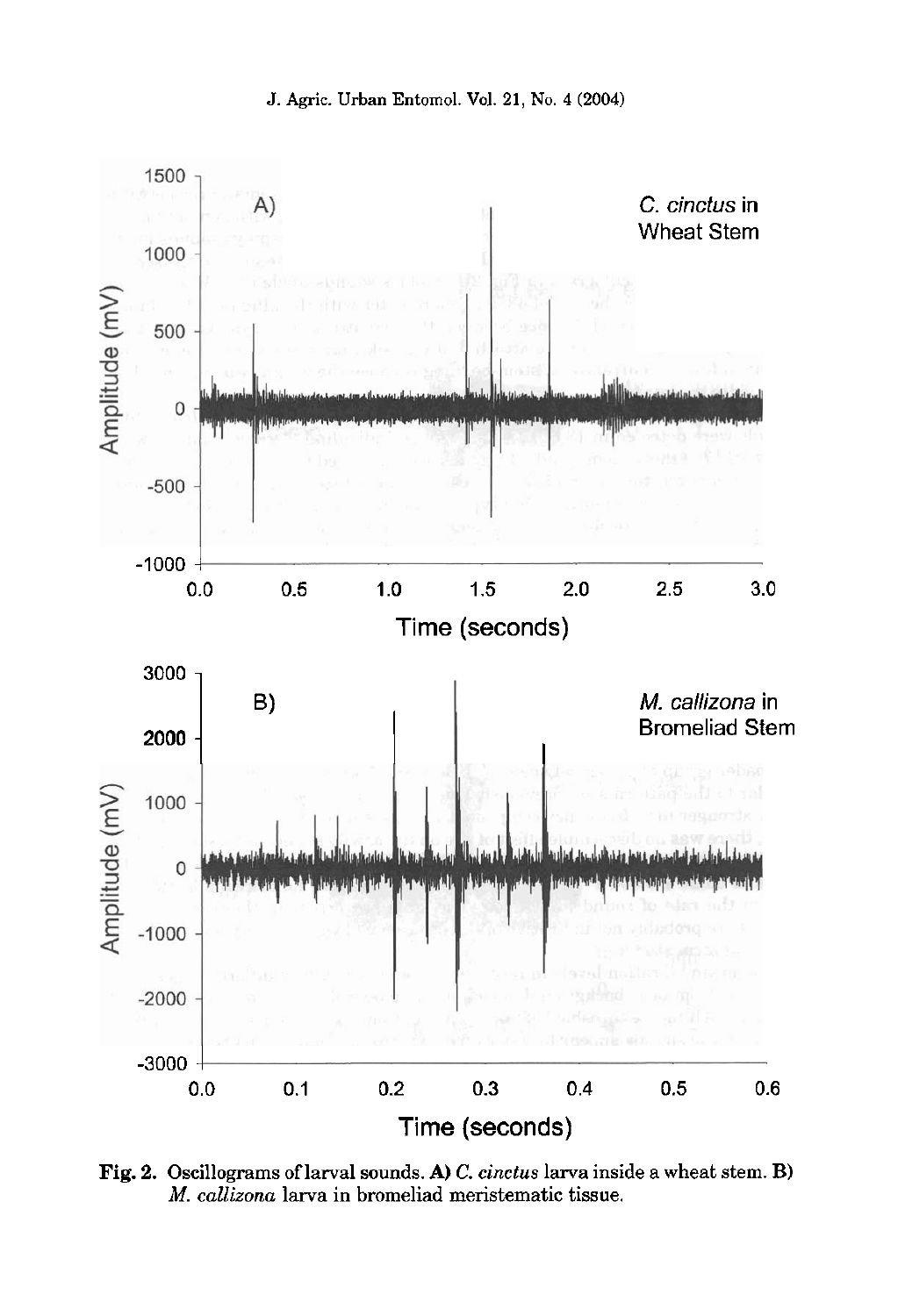**Fig. 2.** Oscillograms of larval sounds. **A)** *C. cinctus* larva inside a wheat stem. **B)** *M. callizona* larva in bromeliad meristematic tissue.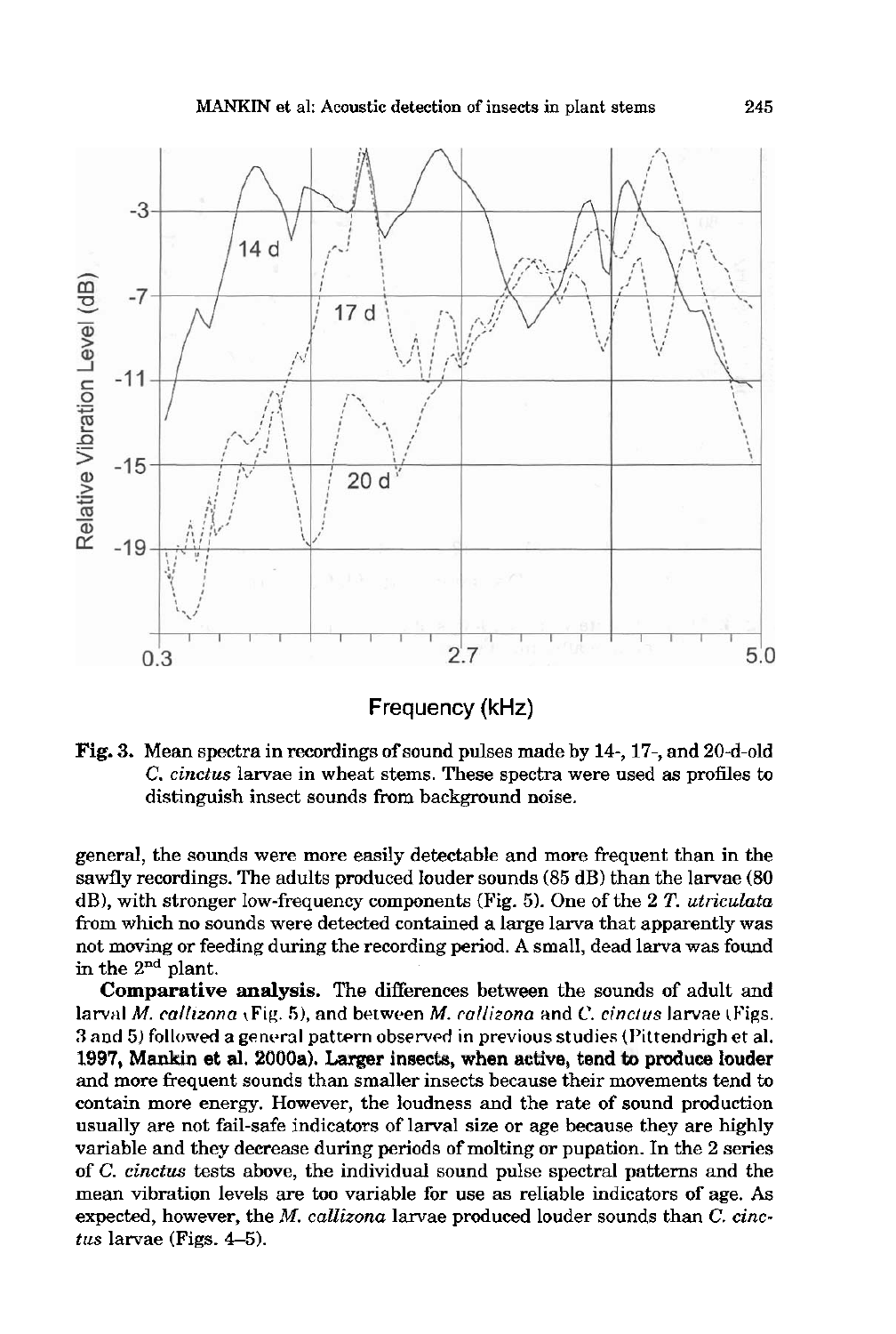Fig. 3. Mean spectra in recordings of sound pulses made by 14-, 17-, and 20-d-old *C. cinctus* larvae in wheat stems. These spectra were used as profiles to distinguish insect sounds from background noise.

general, the sounds were more easily detectable and more frequent than in the sawfly recordings. The adults produced louder sounds (85 dB) than the larvae (80 dB), with stronger low-frequency components (Fig. 5). One of the 2 *T. utriculata* from which no sounds were detected contained a large larva that apparently was not moving or feeding during the recording period. A small, dead larva was found in the 2nd plant.

**Comparative analysis.** The differences between the sounds of adult and larval *M. callizona* (Fig. 5), and between *M. callizona* and *C. cinctus* larvae (Figs. 3 and 5) followed a general pattern observed in previous studies (Pittendrigh et al. 1997, Mankin et al. 2000a). Larger insects, when active, tend to produce louder and more frequent sounds than smaller insects because their movements tend to contain more energy. However, the loudness and the rate of sound production usually are not fail-safe indicators of larval size or age because they are highly variable and they decrease during periods of molting or pupation. In the 2 series of *C. cinctus* tests above, the individual sound pulse spectral patterns and the mean vibration levels are too variable for use as reliable indicators of age. As expected, however, the *M. callizona* larvae produced louder sounds than *C. cinctus* larvae (Figs. 4–5).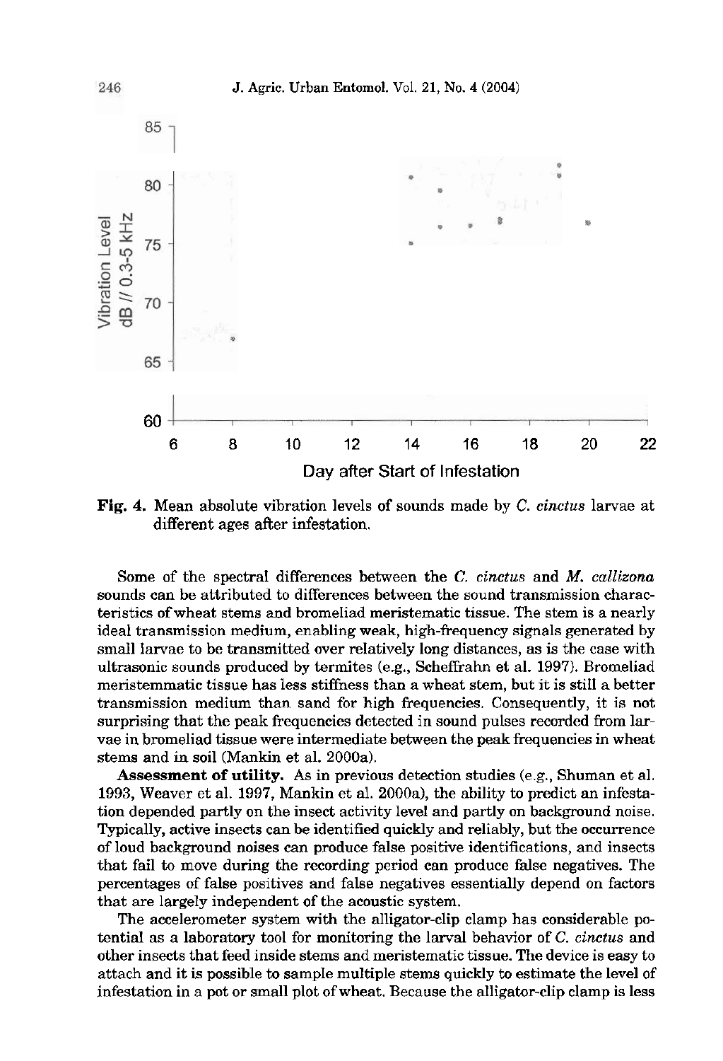**Fig. 4.** Mean absolute vibration levels of sounds made by *C. cinctus* larvae at different ages after infestation.

Some of the spectral differences between the *C. cinctus* and *M. callizona* sounds can be attributed to differences between the sound transmission characteristics of wheat stems and bromeliad meristematic tissue. The stem is a nearly ideal transmission medium, enabling weak, high-frequency signals generated by small larvae to be transmitted over relatively long distances, as is the case with ultrasonic sounds produced by termites (e.g., Scheffrahn et al. 1997). Bromeliad meristemmatic tissue has less stiffness than a wheat stem, but it is still a better transmission medium than sand for high frequencies. Consequently, it is not surprising that the peak frequencies detected in sound pulses recorded from larvae in bromeliad tissue were intermediate between the peak frequencies in wheat stems and in soil (Mankin et al. 2000a).

**Assessment of utility.** As in previous detection studies (e.g., Shuman et al. 1993, Weaver et al. 1997, Mankin et al. 2000a), the ability to predict an infestation depended partly on the insect activity level and partly on background noise. Typically, active insects can be identified quickly and reliably, but the occurrence of loud background noises can produce false positive identifications, and insects that fail to move during the recording period can produce false negatives. The percentages of false positives and false negatives essentially depend on factors that are largely independent of the acoustic system.

The accelerometer system with the alligator-clip clamp has considerable potential as a laboratory tool for monitoring the larval behavior of *C. cinctus* and other insects that feed inside stems and meristematic tissue. The device is easy to attach and it is possible to sample multiple stems quickly to estimate the level of infestation in a pot or small plot of wheat. Because the alligator-clip clamp is less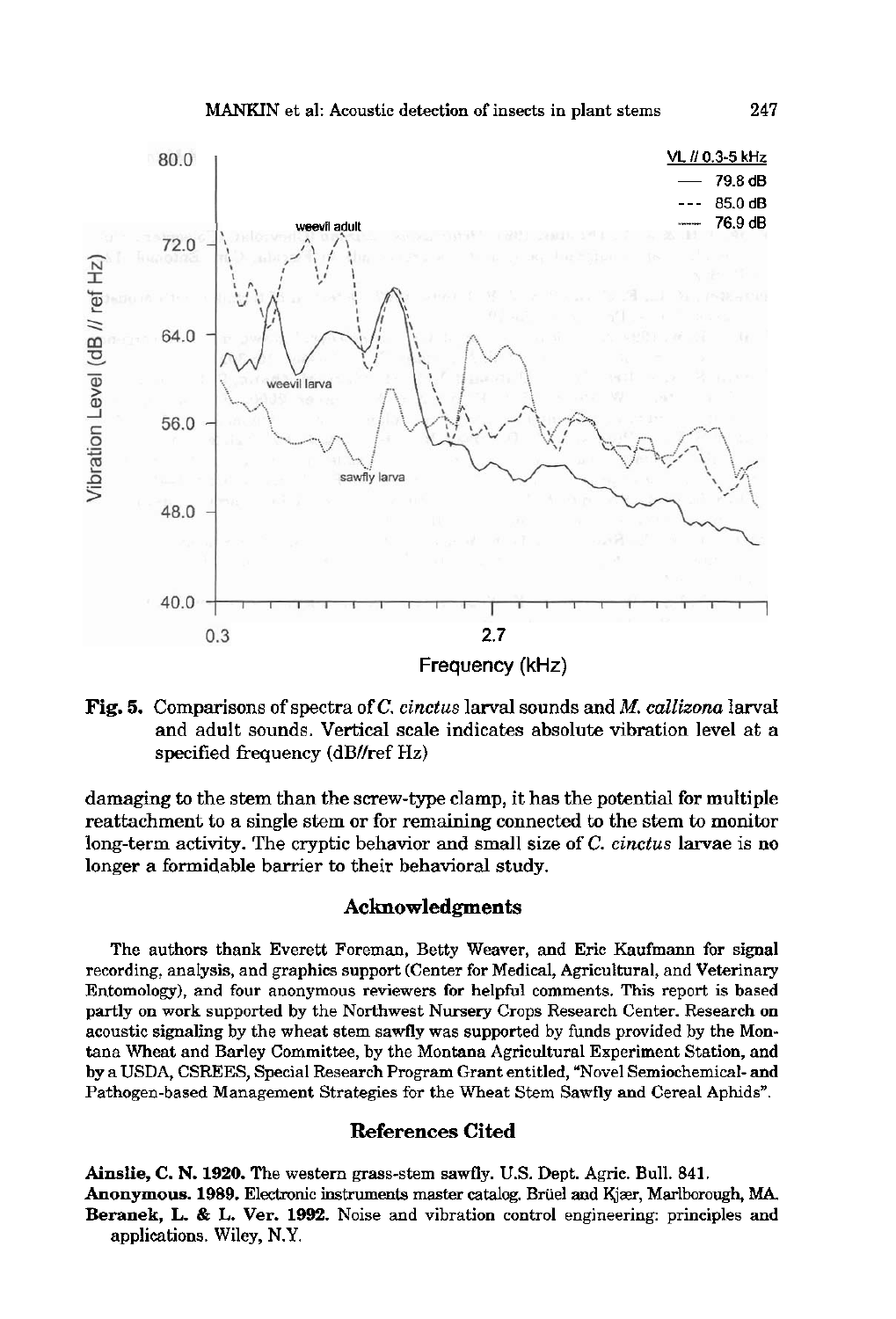**Fig. 5.** Comparisons of spectra of *C. cinctus* larval sounds and *M. callizona* larval and adult sounds. Vertical scale indicates absolute vibration level at a specified frequency (dB//ref Hz)

damaging to the stem than the screw-type clamp, it has the potential for multiple reattachment to a single stem or for remaining connected to the stem to monitor long-term activity. The cryptic behavior and small size of *C. cinctus* larvae is no longer a formidable barrier to their behavioral study.

## Acknowledgments

The authors thank Everett Foreman, Betty Weaver, and Eric Kaufmann for signal recording, analysis, and graphics support (Center for Medical, Agricultural, and Veterinary Entomology), and four anonymous reviewers for helpful comments. This report is based partly on work supported by the Northwest Nursery Crops Research Center. Research on acoustic signaling by the wheat stem sawfly was supported by funds provided by the Montana Wheat and Barley Committee, by the Montana Agricultural Experiment Station, and by a USDA, CSREES, Special Research Program Grant entitled, "Novel Semiochemical- and Pathogen-based Management Strategies for the Wheat Stem Sawfly and Cereal Aphids".

## References Cited

**Ainslie, C. N. 1920.** The western grass-stem sawfly. U.S. Dept. Agric. Bull. 841.

**Anonymous. 1989.** Electronic instruments master catalog. Brüel and Kjær, Marlborough, MA.

**Beranek, L. & L. Ver. 1992.** Noise and vibration control engineering: principles and applications. Wiley, N.Y.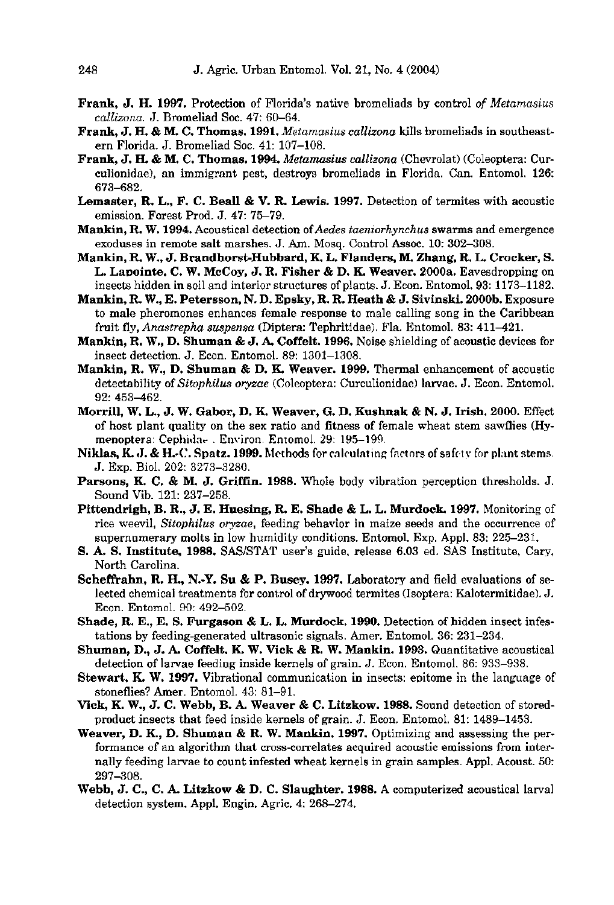**Frank, J. H. 1997.** Protection of Florida's native bromeliads by control *of Metamasius callizona.* J. Bromeliad Soc. 47: 60–64.

**Frank, J. H. & M. C. Thomas. 1991.** *Metamasius callizona* kills bromeliads in southeastern Florida. J. Bromeliad Soc. 41: 107–108.

**Frank, J. H. & M. C. Thomas. 1994.** *Metamasius callizona* (Chevrolat) (Coleoptera: Curculionidae), an immigrant pest, destroys bromeliads in Florida. Can. Entomol. 126: 673–682.

**Lemaster, R. L., F. C. Beall & V. R. Lewis. 1997.** Detection of termites with acoustic emission. Forest Prod. J. 47: 75–79.

**Mankin, R. W. 1994.** Acoustical detection of *Aedes taeniorhynchus* swarms and emergence exoduses in remote salt marshes. J. Am. Mosq. Control Assoc. 10: 302–308.

**Mankin, R. W., J. Brandhorst-Hubbard, K. L. Flanders, M. Zhang, R. L. Crocker, S. L. Lapointe, C. W. McCoy, J. R. Fisher & D. K. Weaver. 2000a.** Eavesdropping on insects hidden in soil and interior structures of plants. J. Econ. Entomol. 93: 1173–1182.

**Mankin, R. W., E. Petersson, N. D. Epsky, R. R. Heath & J. Sivinski. 2000b.** Exposure to male pheromones enhances female response to male calling song in the Caribbean fruit fly, *Anastrepha suspensa* (Diptera: Tephritidae). Fla. Entomol. 83: 411–421.

**Mankin, R. W., D. Shuman & J. A. Coffelt. 1996.** Noise shielding of acoustic devices for insect detection. J. Econ. Entomol. 89: 1301–1308.

**Mankin, R. W., D. Shuman & D. K. Weaver. 1999.** Thermal enhancement of acoustic detectability of *Sitophilus oryzae* (Coleoptera: Curculionidae) larvae. J. Econ. Entomol. 92: 453–462.

**Morrill, W. L., J. W. Gabor, D. K. Weaver, G. D. Kushnak & N. J. Irish. 2000.** Effect of host plant quality on the sex ratio and fitness of female wheat stem sawflies (Hymenoptera: Cephidae). Environ. Entomol. 29: 195–199.

**Niklas, K. J. & H.-C. Spatz. 1999.** Methods for calculating factors of safety for plant stems. J. Exp. Biol. 202: 3273–3280.

**Parsons, K. C. & M. J. Griffin. 1988.** Whole body vibration perception thresholds. J. Sound Vib. 121: 237–258.

**Pittendrigh, B. R., J. E. Huesing, R. E. Shade & L. L. Murdock. 1997.** Monitoring of rice weevil, *Sitophilus oryzae*, feeding behavior in maize seeds and the occurrence of supernumerary molts in low humidity conditions. Entomol. Exp. Appl. 83: 225–231.

**S. A. S. Institute, 1988.** SAS/STAT user's guide, release 6.03 ed. SAS Institute, Cary, North Carolina.

**Scheffrahn, R. H., N.-Y. Su & P. Busey. 1997.** Laboratory and field evaluations of selected chemical treatments for control of drywood termites (Isoptera: Kalotermitidae). J. Econ. Entomol. 90: 492–502.

**Shade, R. E., E. S. Furgason & L. L. Murdock. 1990.** Detection of hidden insect infestations by feeding-generated ultrasonic signals. Amer. Entomol. 36: 231–234.

**Shuman, D., J. A. Coffelt, K. W. Vick & R. W. Mankin. 1993.** Quantitative acoustical detection of larvae feeding inside kernels of grain. J. Econ. Entomol. 86: 933–938.

**Stewart, K. W. 1997.** Vibrational communication in insects: epitome in the language of stoneflies? Amer. Entomol. 43: 81–91.

**Vick, K. W., J. C. Webb, B. A. Weaver & C. Litzkow. 1988.** Sound detection of stored-product insects that feed inside kernels of grain. J. Econ. Entomol. 81: 1489–1453.

**Weaver, D. K., D. Shuman & R. W. Mankin. 1997.** Optimizing and assessing the performance of an algorithm that cross-correlates acquired acoustic emissions from internally feeding larvae to count infested wheat kernels in grain samples. Appl. Acoust. 50: 297–308.

**Webb, J. C., C. A. Litzkow & D. C. Slaughter. 1988.** A computerized acoustical larval detection system. Appl. Engin. Agric. 4: 268–274.